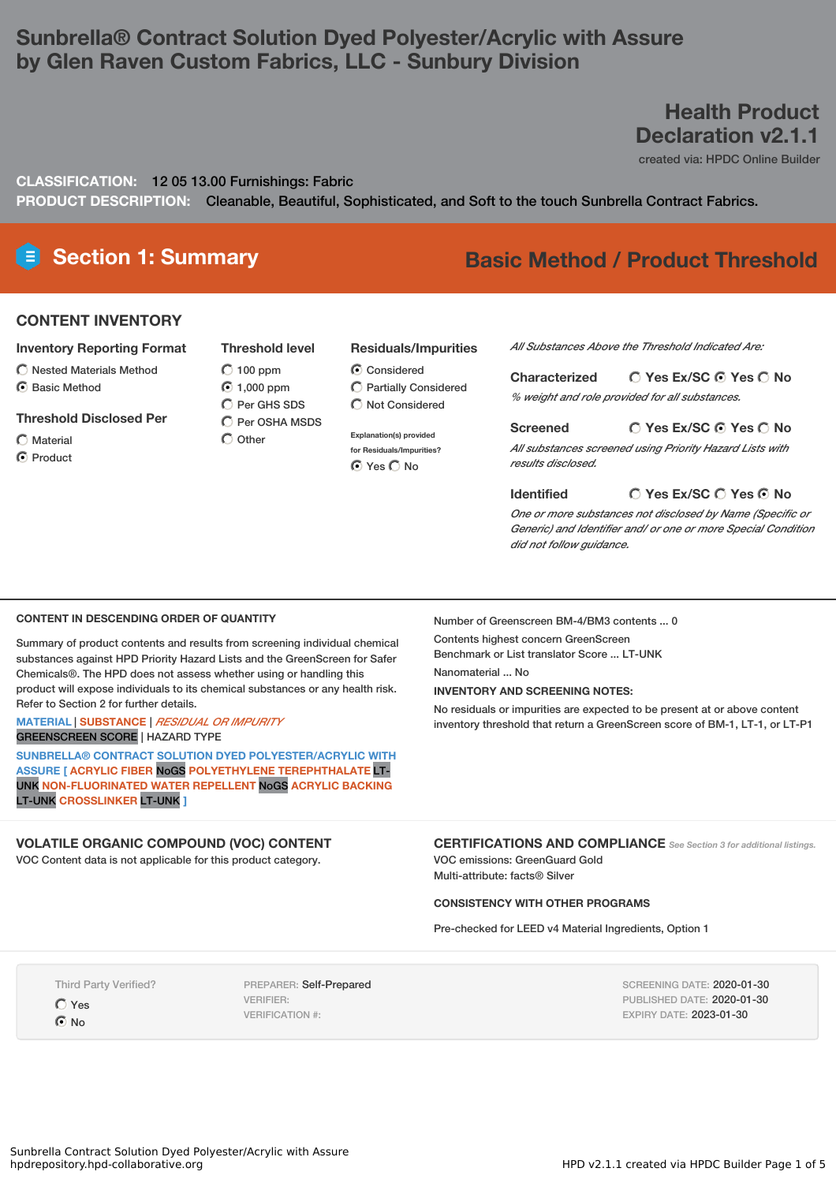# Sunbrella® Contract Solution Dyed Polyester/Acrylic with Assure by Glen Raven Custom Fabrics, LLC - Sunbury Division

## Health Product Declaration v2.1.1

created via: HPDC Online Builder

**CLASSIFICATION:** 12 05 13.00 Furnishings: Fabric

**PRODUCT DESCRIPTION:** Cleanable, Beautiful, Sophisticated, and Soft to the touch Sunbrella Contract Fabrics.

## Section 1: Summary

**Basic Method / Product Threshold**

### CONTENT INVENTORY

**Inventory Reporting Format**

- ○ Nested Materials Method
- ⦿ Basic Method

**Threshold Disclosed Per**

- ○ Material
- ⦿ Product

**Threshold level**

- ○ 100 ppm
- ⦿ 1,000 ppm
- ○ Per GHS SDS
- ○ Per OSHA MSDS
- ○ Other

**Residuals/Impurities**

- ⦿ Considered
- ○ Partially Considered
- ○ Not Considered

Explanation(s) provided for Residuals/Impurities? ⦿ Yes ○ No

*All Substances Above the Threshold Indicated Are:*

**Characterized** ○ Yes Ex/SC ⦿ Yes ○ No

*% weight and role provided for all substances.*

**Screened** ○ Yes Ex/SC ⦿ Yes ○ No

*All substances screened using Priority Hazard Lists with results disclosed.*

**Identified** ○ Yes Ex/SC ○ Yes ⦿ No

*One or more substances not disclosed by Name (Specific or Generic) and Identifier and/ or one or more Special Condition did not follow guidance.*

#### CONTENT IN DESCENDING ORDER OF QUANTITY

Summary of product contents and results from screening individual chemical substances against HPD Priority Hazard Lists and the GreenScreen for Safer Chemicals®. The HPD does not assess whether using or handling this product will expose individuals to its chemical substances or any health risk. Refer to Section 2 for further details.

MATERIAL | SUBSTANCE | *RESIDUAL OR IMPURITY*
GREENSCREEN SCORE | HAZARD TYPE

SUNBRELLA® CONTRACT SOLUTION DYED POLYESTER/ACRYLIC WITH ASSURE [ ACRYLIC FIBER NoGS POLYETHYLENE TEREPHTHALATE LT-UNK NON-FLUORINATED WATER REPELLENT NoGS ACRYLIC BACKING LT-UNK CROSSLINKER LT-UNK ]

Number of Greenscreen BM-4/BM3 contents ... 0

Contents highest concern GreenScreen Benchmark or List translator Score ... LT-UNK

Nanomaterial ... No

#### INVENTORY AND SCREENING NOTES:

No residuals or impurities are expected to be present at or above content inventory threshold that return a GreenScreen score of BM-1, LT-1, or LT-P1

### VOLATILE ORGANIC COMPOUND (VOC) CONTENT

VOC Content data is not applicable for this product category.

### CERTIFICATIONS AND COMPLIANCE

*See Section 3 for additional listings.*

VOC emissions: GreenGuard Gold

Multi-attribute: facts® Silver

#### CONSISTENCY WITH OTHER PROGRAMS

Pre-checked for LEED v4 Material Ingredients, Option 1

Third Party Verified?

- ○ Yes
- ⦿ No

PREPARER: Self-Prepared

VERIFIER:

VERIFICATION #:

SCREENING DATE: 2020-01-30

PUBLISHED DATE: 2020-01-30

EXPIRY DATE: 2023-01-30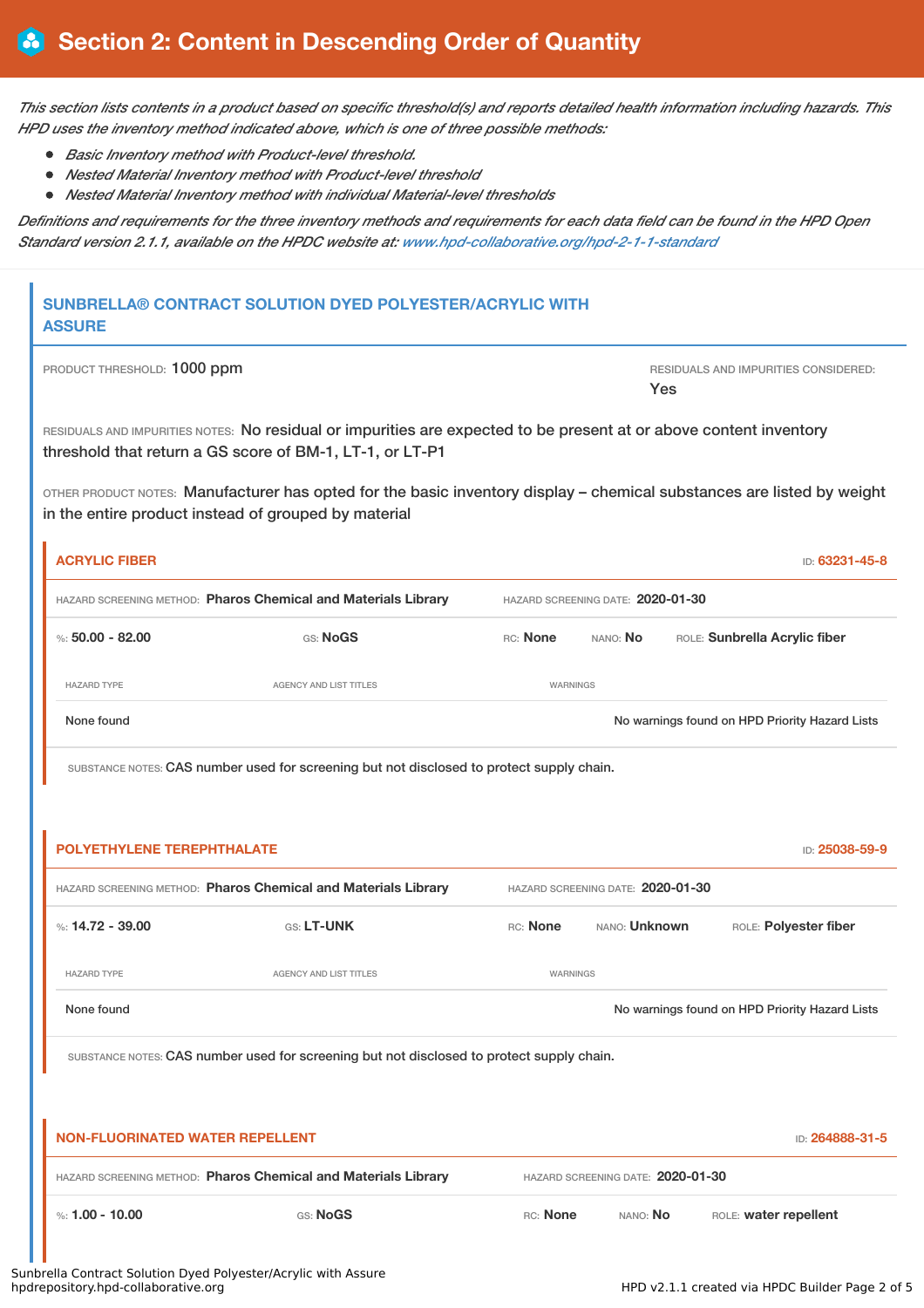# Section 2: Content in Descending Order of Quantity

*This section lists contents in a product based on specific threshold(s) and reports detailed health information including hazards. This HPD uses the inventory method indicated above, which is one of three possible methods:*

- *Basic Inventory method with Product-level threshold.*
- *Nested Material Inventory method with Product-level threshold*
- *Nested Material Inventory method with individual Material-level thresholds*

*Definitions and requirements for the three inventory methods and requirements for each data field can be found in the HPD Open Standard version 2.1.1, available on the HPDC website at: www.hpd-collaborative.org/hpd-2-1-1-standard*

## SUNBRELLA® CONTRACT SOLUTION DYED POLYESTER/ACRYLIC WITH ASSURE

PRODUCT THRESHOLD: 1000 ppm

RESIDUALS AND IMPURITIES CONSIDERED: Yes

RESIDUALS AND IMPURITIES NOTES: No residual or impurities are expected to be present at or above content inventory threshold that return a GS score of BM-1, LT-1, or LT-P1

OTHER PRODUCT NOTES: Manufacturer has opted for the basic inventory display – chemical substances are listed by weight in the entire product instead of grouped by material

### ACRYLIC FIBER

ID: 63231-45-8

HAZARD SCREENING METHOD: Pharos Chemical and Materials Library

HAZARD SCREENING DATE: 2020-01-30

%: 50.00 - 82.00 | GS: NoGS | RC: None | NANO: No | ROLE: Sunbrella Acrylic fiber

| HAZARD TYPE | AGENCY AND LIST TITLES | WARNINGS |
| --- | --- | --- |
| None found | | No warnings found on HPD Priority Hazard Lists |

SUBSTANCE NOTES: CAS number used for screening but not disclosed to protect supply chain.

### POLYETHYLENE TEREPHTHALATE

ID: 25038-59-9

HAZARD SCREENING METHOD: Pharos Chemical and Materials Library

HAZARD SCREENING DATE: 2020-01-30

%: 14.72 - 39.00 | GS: LT-UNK | RC: None | NANO: Unknown | ROLE: Polyester fiber

| HAZARD TYPE | AGENCY AND LIST TITLES | WARNINGS |
| --- | --- | --- |
| None found | | No warnings found on HPD Priority Hazard Lists |

SUBSTANCE NOTES: CAS number used for screening but not disclosed to protect supply chain.

### NON-FLUORINATED WATER REPELLENT

ID: 264888-31-5

HAZARD SCREENING METHOD: Pharos Chemical and Materials Library

HAZARD SCREENING DATE: 2020-01-30

%: 1.00 - 10.00 | GS: NoGS | RC: None | NANO: No | ROLE: water repellent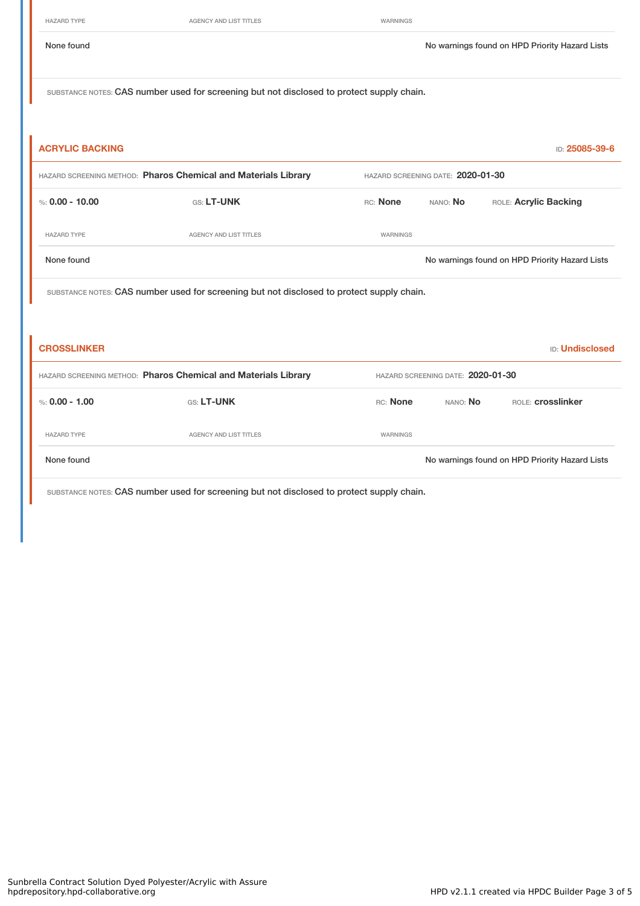| HAZARD TYPE | AGENCY AND LIST TITLES | WARNINGS |
|---|---|---|
| None found | | No warnings found on HPD Priority Hazard Lists |

SUBSTANCE NOTES: CAS number used for screening but not disclosed to protect supply chain.

## ACRYLIC BACKING

ID: 25085-39-6

HAZARD SCREENING METHOD: **Pharos Chemical and Materials Library** HAZARD SCREENING DATE: **2020-01-30**

%: **0.00 - 10.00** GS: **LT-UNK** RC: **None** NANO: **No** ROLE: **Acrylic Backing**

| HAZARD TYPE | AGENCY AND LIST TITLES | WARNINGS |
|---|---|---|
| None found | | No warnings found on HPD Priority Hazard Lists |

SUBSTANCE NOTES: CAS number used for screening but not disclosed to protect supply chain.

## CROSSLINKER

ID: Undisclosed

HAZARD SCREENING METHOD: **Pharos Chemical and Materials Library** HAZARD SCREENING DATE: **2020-01-30**

%: **0.00 - 1.00** GS: **LT-UNK** RC: **None** NANO: **No** ROLE: **crosslinker**

| HAZARD TYPE | AGENCY AND LIST TITLES | WARNINGS |
|---|---|---|
| None found | | No warnings found on HPD Priority Hazard Lists |

SUBSTANCE NOTES: CAS number used for screening but not disclosed to protect supply chain.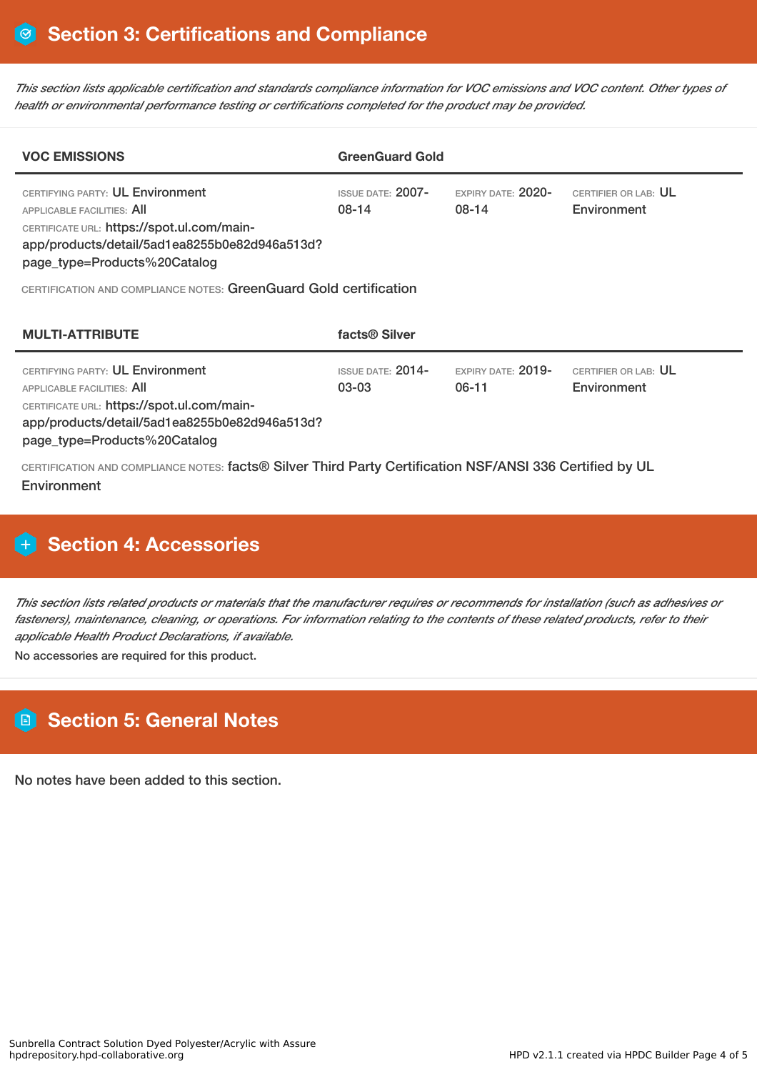## Section 3: Certifications and Compliance

*This section lists applicable certification and standards compliance information for VOC emissions and VOC content. Other types of health or environmental performance testing or certifications completed for the product may be provided.*

| VOC EMISSIONS | GreenGuard Gold | | |
|---|---|---|---|
| CERTIFYING PARTY: UL Environment<br>APPLICABLE FACILITIES: All<br>CERTIFICATE URL: https://spot.ul.com/main-app/products/detail/5ad1ea8255b0e82d946a513d?page_type=Products%20Catalog | ISSUE DATE: 2007-08-14 | EXPIRY DATE: 2020-08-14 | CERTIFIER OR LAB: UL Environment |

CERTIFICATION AND COMPLIANCE NOTES: GreenGuard Gold certification

| MULTI-ATTRIBUTE | facts® Silver | | |
|---|---|---|---|
| CERTIFYING PARTY: UL Environment<br>APPLICABLE FACILITIES: All<br>CERTIFICATE URL: https://spot.ul.com/main-app/products/detail/5ad1ea8255b0e82d946a513d?page_type=Products%20Catalog | ISSUE DATE: 2014-03-03 | EXPIRY DATE: 2019-06-11 | CERTIFIER OR LAB: UL Environment |

CERTIFICATION AND COMPLIANCE NOTES: facts® Silver Third Party Certification NSF/ANSI 336 Certified by UL Environment

## Section 4: Accessories

*This section lists related products or materials that the manufacturer requires or recommends for installation (such as adhesives or fasteners), maintenance, cleaning, or operations. For information relating to the contents of these related products, refer to their applicable Health Product Declarations, if available.*

No accessories are required for this product.

## Section 5: General Notes

No notes have been added to this section.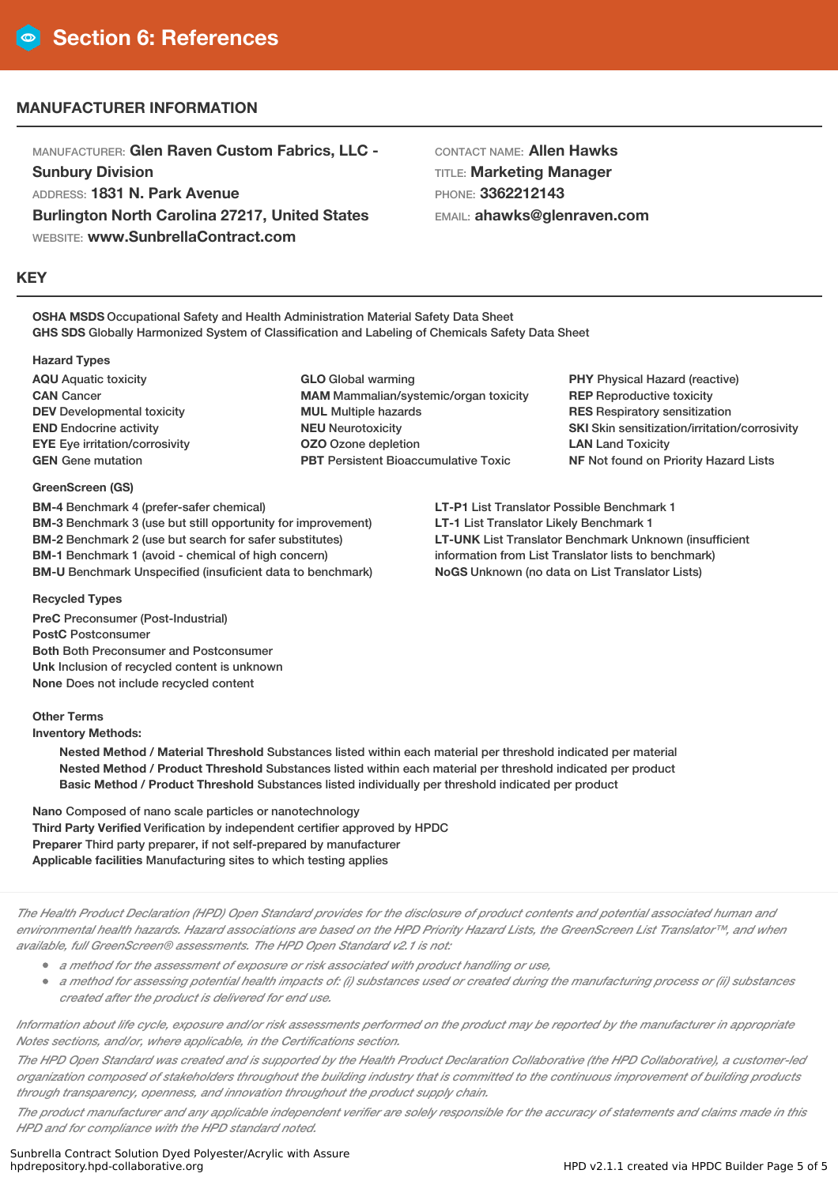# Section 6: References

## MANUFACTURER INFORMATION

MANUFACTURER: **Glen Raven Custom Fabrics, LLC - Sunbury Division**
ADDRESS: **1831 N. Park Avenue**
**Burlington North Carolina 27217, United States**
WEBSITE: **www.SunbrellaContract.com**

CONTACT NAME: **Allen Hawks**
TITLE: **Marketing Manager**
PHONE: **3362212143**
EMAIL: **ahawks@glenraven.com**

## KEY

**OSHA MSDS** Occupational Safety and Health Administration Material Safety Data Sheet
**GHS SDS** Globally Harmonized System of Classification and Labeling of Chemicals Safety Data Sheet

**Hazard Types**

**AQU** Aquatic toxicity
**CAN** Cancer
**DEV** Developmental toxicity
**END** Endocrine activity
**EYE** Eye irritation/corrosivity
**GEN** Gene mutation
**GLO** Global warming
**MAM** Mammalian/systemic/organ toxicity
**MUL** Multiple hazards
**NEU** Neurotoxicity
**OZO** Ozone depletion
**PBT** Persistent Bioaccumulative Toxic
**PHY** Physical Hazard (reactive)
**REP** Reproductive toxicity
**RES** Respiratory sensitization
**SKI** Skin sensitization/irritation/corrosivity
**LAN** Land Toxicity
**NF** Not found on Priority Hazard Lists

**GreenScreen (GS)**

**BM-4** Benchmark 4 (prefer-safer chemical)
**BM-3** Benchmark 3 (use but still opportunity for improvement)
**BM-2** Benchmark 2 (use but search for safer substitutes)
**BM-1** Benchmark 1 (avoid - chemical of high concern)
**BM-U** Benchmark Unspecified (insuficient data to benchmark)
**LT-P1** List Translator Possible Benchmark 1
**LT-1** List Translator Likely Benchmark 1
**LT-UNK** List Translator Benchmark Unknown (insufficient information from List Translator lists to benchmark)
**NoGS** Unknown (no data on List Translator Lists)

**Recycled Types**

**PreC** Preconsumer (Post-Industrial)
**PostC** Postconsumer
**Both** Both Preconsumer and Postconsumer
**Unk** Inclusion of recycled content is unknown
**None** Does not include recycled content

**Other Terms**
**Inventory Methods:**

- **Nested Method / Material Threshold** Substances listed within each material per threshold indicated per material
- **Nested Method / Product Threshold** Substances listed within each material per threshold indicated per product
- **Basic Method / Product Threshold** Substances listed individually per threshold indicated per product

**Nano** Composed of nano scale particles or nanotechnology
**Third Party Verified** Verification by independent certifier approved by HPDC
**Preparer** Third party preparer, if not self-prepared by manufacturer
**Applicable facilities** Manufacturing sites to which testing applies

*The Health Product Declaration (HPD) Open Standard provides for the disclosure of product contents and potential associated human and environmental health hazards. Hazard associations are based on the HPD Priority Hazard Lists, the GreenScreen List Translator™, and when available, full GreenScreen® assessments. The HPD Open Standard v2.1 is not:*

- *a method for the assessment of exposure or risk associated with product handling or use,*
- *a method for assessing potential health impacts of: (i) substances used or created during the manufacturing process or (ii) substances created after the product is delivered for end use.*

*Information about life cycle, exposure and/or risk assessments performed on the product may be reported by the manufacturer in appropriate Notes sections, and/or, where applicable, in the Certifications section.*

*The HPD Open Standard was created and is supported by the Health Product Declaration Collaborative (the HPD Collaborative), a customer-led organization composed of stakeholders throughout the building industry that is committed to the continuous improvement of building products through transparency, openness, and innovation throughout the product supply chain.*

*The product manufacturer and any applicable independent verifier are solely responsible for the accuracy of statements and claims made in this HPD and for compliance with the HPD standard noted.*